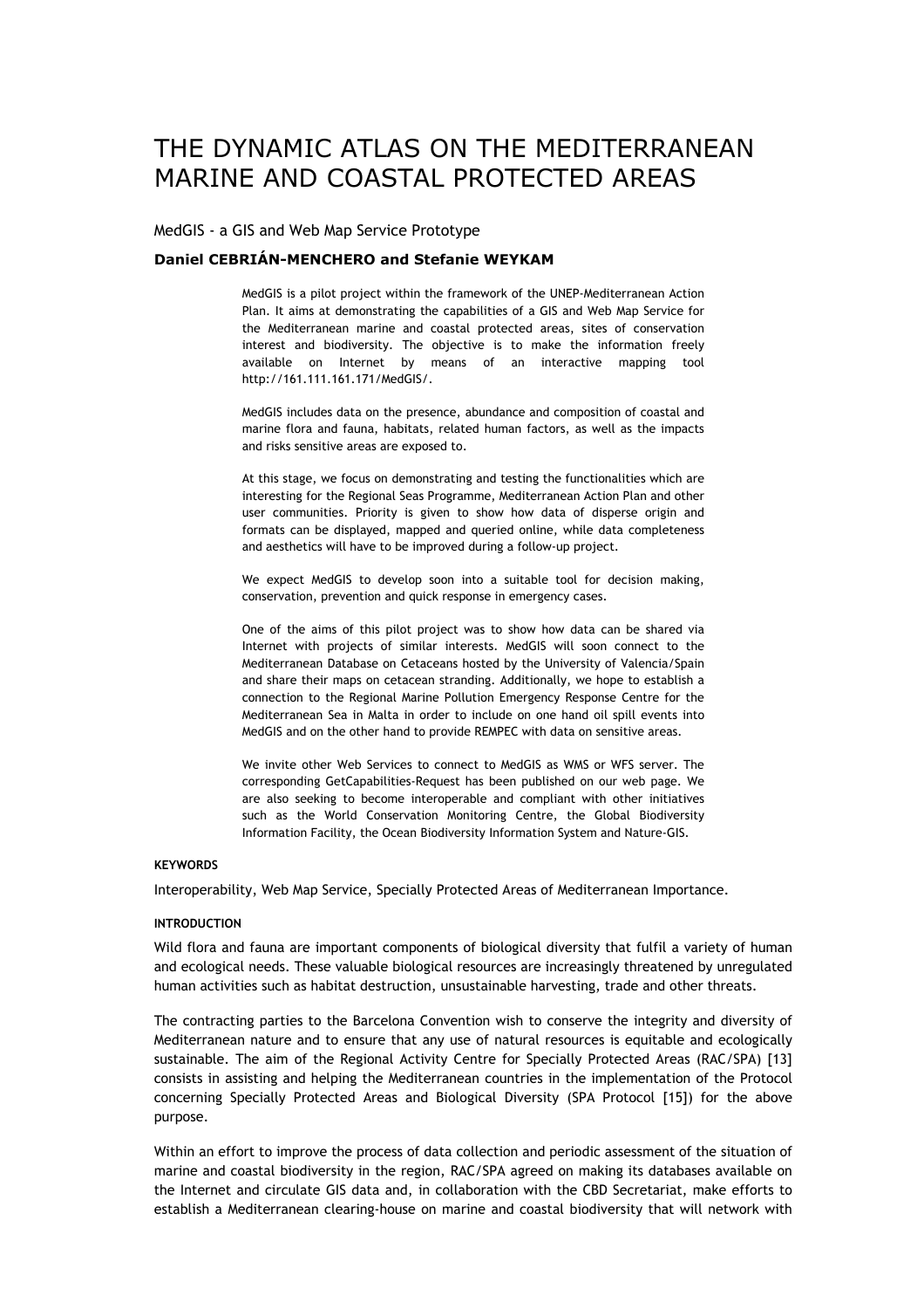# THE DYNAMIC ATLAS ON THE MEDITERRANEAN MARINE AND COASTAL PROTECTED AREAS

MedGIS - a GIS and Web Map Service Prototype

**Daniel CEBRIÁN-MENCHERO and Stefanie WEYKAM**

MedGIS is a pilot project within the framework of the UNEP-Mediterranean Action Plan. It aims at demonstrating the capabilities of a GIS and Web Map Service for the Mediterranean marine and coastal protected areas, sites of conservation interest and biodiversity. The objective is to make the information freely available on Internet by means of an interactive mapping tool http://161.111.161.171/MedGIS/.

MedGIS includes data on the presence, abundance and composition of coastal and marine flora and fauna, habitats, related human factors, as well as the impacts and risks sensitive areas are exposed to.

At this stage, we focus on demonstrating and testing the functionalities which are interesting for the Regional Seas Programme, Mediterranean Action Plan and other user communities. Priority is given to show how data of disperse origin and formats can be displayed, mapped and queried online, while data completeness and aesthetics will have to be improved during a follow-up project.

We expect MedGIS to develop soon into a suitable tool for decision making, conservation, prevention and quick response in emergency cases.

One of the aims of this pilot project was to show how data can be shared via Internet with projects of similar interests. MedGIS will soon connect to the Mediterranean Database on Cetaceans hosted by the University of Valencia/Spain and share their maps on cetacean stranding. Additionally, we hope to establish a connection to the Regional Marine Pollution Emergency Response Centre for the Mediterranean Sea in Malta in order to include on one hand oil spill events into MedGIS and on the other hand to provide REMPEC with data on sensitive areas.

We invite other Web Services to connect to MedGIS as WMS or WFS server. The corresponding GetCapabilities-Request has been published on our web page. We are also seeking to become interoperable and compliant with other initiatives such as the World Conservation Monitoring Centre, the Global Biodiversity Information Facility, the Ocean Biodiversity Information System and Nature-GIS.

#### KEYWORDS

Interoperability, Web Map Service, Specially Protected Areas of Mediterranean Importance.

#### INTRODUCTION

Wild flora and fauna are important components of biological diversity that fulfil a variety of human and ecological needs. These valuable biological resources are increasingly threatened by unregulated human activities such as habitat destruction, unsustainable harvesting, trade and other threats.

The contracting parties to the Barcelona Convention wish to conserve the integrity and diversity of Mediterranean nature and to ensure that any use of natural resources is equitable and ecologically sustainable. The aim of the Regional Activity Centre for Specially Protected Areas (RAC/SPA) [13] consists in assisting and helping the Mediterranean countries in the implementation of the Protocol concerning Specially Protected Areas and Biological Diversity (SPA Protocol [15]) for the above purpose.

Within an effort to improve the process of data collection and periodic assessment of the situation of marine and coastal biodiversity in the region, RAC/SPA agreed on making its databases available on the Internet and circulate GIS data and, in collaboration with the CBD Secretariat, make efforts to establish a Mediterranean clearing-house on marine and coastal biodiversity that will network with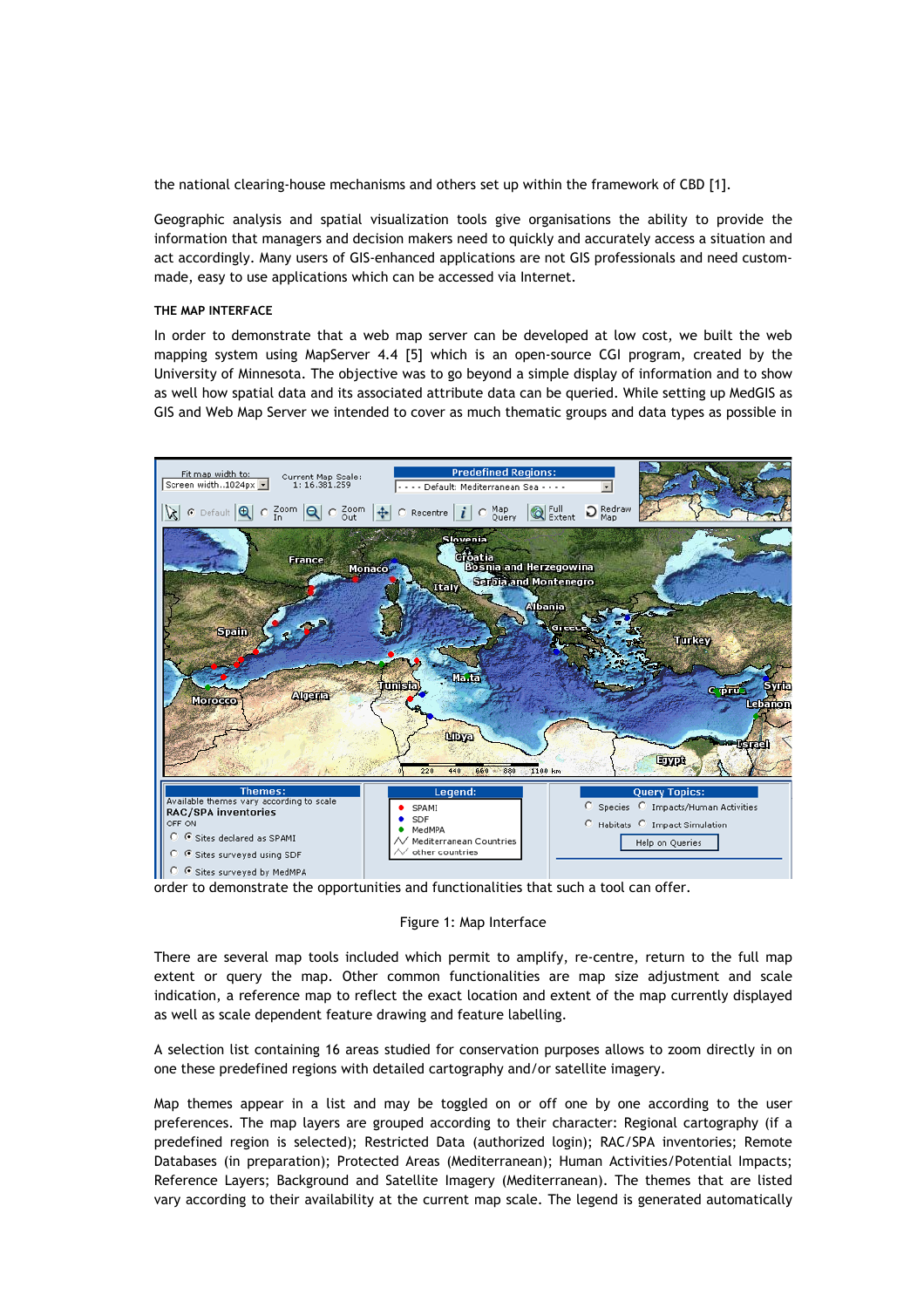the national clearing-house mechanisms and others set up within the framework of CBD [1].

Geographic analysis and spatial visualization tools give organisations the ability to provide the information that managers and decision makers need to quickly and accurately access a situation and act accordingly. Many users of GIS-enhanced applications are not GIS professionals and need custom-made, easy to use applications which can be accessed via Internet.

### THE MAP INTERFACE

In order to demonstrate that a web map server can be developed at low cost, we built the web mapping system using MapServer 4.4 [5] which is an open-source CGI program, created by the University of Minnesota. The objective was to go beyond a simple display of information and to show as well how spatial data and its associated attribute data can be queried. While setting up MedGIS as GIS and Web Map Server we intended to cover as much thematic groups and data types as possible in order to demonstrate the opportunities and functionalities that such a tool can offer.

Figure 1: Map Interface

There are several map tools included which permit to amplify, re-centre, return to the full map extent or query the map. Other common functionalities are map size adjustment and scale indication, a reference map to reflect the exact location and extent of the map currently displayed as well as scale dependent feature drawing and feature labelling.

A selection list containing 16 areas studied for conservation purposes allows to zoom directly in on one these predefined regions with detailed cartography and/or satellite imagery.

Map themes appear in a list and may be toggled on or off one by one according to the user preferences. The map layers are grouped according to their character: Regional cartography (if a predefined region is selected); Restricted Data (authorized login); RAC/SPA inventories; Remote Databases (in preparation); Protected Areas (Mediterranean); Human Activities/Potential Impacts; Reference Layers; Background and Satellite Imagery (Mediterranean). The themes that are listed vary according to their availability at the current map scale. The legend is generated automatically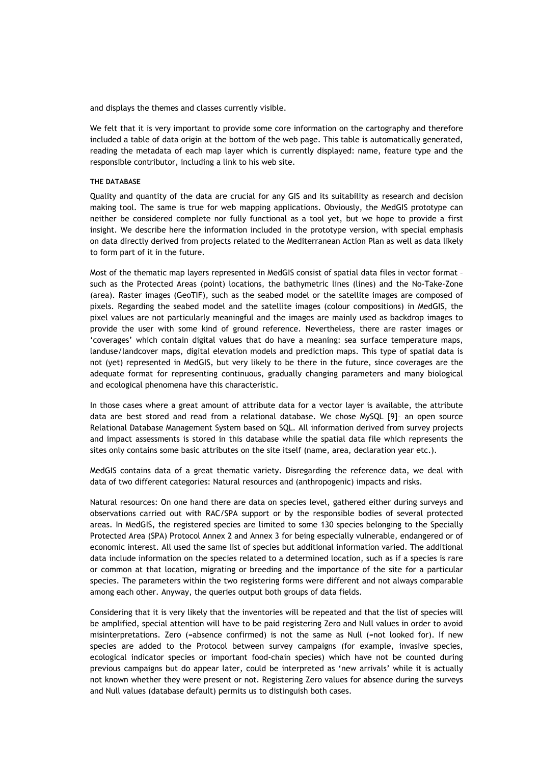and displays the themes and classes currently visible.

We felt that it is very important to provide some core information on the cartography and therefore included a table of data origin at the bottom of the web page. This table is automatically generated, reading the metadata of each map layer which is currently displayed: name, feature type and the responsible contributor, including a link to his web site.

#### THE DATABASE

Quality and quantity of the data are crucial for any GIS and its suitability as research and decision making tool. The same is true for web mapping applications. Obviously, the MedGIS prototype can neither be considered complete nor fully functional as a tool yet, but we hope to provide a first insight. We describe here the information included in the prototype version, with special emphasis on data directly derived from projects related to the Mediterranean Action Plan as well as data likely to form part of it in the future.

Most of the thematic map layers represented in MedGIS consist of spatial data files in vector format – such as the Protected Areas (point) locations, the bathymetric lines (lines) and the No-Take-Zone (area). Raster images (GeoTIF), such as the seabed model or the satellite images are composed of pixels. Regarding the seabed model and the satellite images (colour compositions) in MedGIS, the pixel values are not particularly meaningful and the images are mainly used as backdrop images to provide the user with some kind of ground reference. Nevertheless, there are raster images or 'coverages' which contain digital values that do have a meaning: sea surface temperature maps, landuse/landcover maps, digital elevation models and prediction maps. This type of spatial data is not (yet) represented in MedGIS, but very likely to be there in the future, since coverages are the adequate format for representing continuous, gradually changing parameters and many biological and ecological phenomena have this characteristic.

In those cases where a great amount of attribute data for a vector layer is available, the attribute data are best stored and read from a relational database. We chose MySQL [9]– an open source Relational Database Management System based on SQL. All information derived from survey projects and impact assessments is stored in this database while the spatial data file which represents the sites only contains some basic attributes on the site itself (name, area, declaration year etc.).

MedGIS contains data of a great thematic variety. Disregarding the reference data, we deal with data of two different categories: Natural resources and (anthropogenic) impacts and risks.

Natural resources: On one hand there are data on species level, gathered either during surveys and observations carried out with RAC/SPA support or by the responsible bodies of several protected areas. In MedGIS, the registered species are limited to some 130 species belonging to the Specially Protected Area (SPA) Protocol Annex 2 and Annex 3 for being especially vulnerable, endangered or of economic interest. All used the same list of species but additional information varied. The additional data include information on the species related to a determined location, such as if a species is rare or common at that location, migrating or breeding and the importance of the site for a particular species. The parameters within the two registering forms were different and not always comparable among each other. Anyway, the queries output both groups of data fields.

Considering that it is very likely that the inventories will be repeated and that the list of species will be amplified, special attention will have to be paid registering Zero and Null values in order to avoid misinterpretations. Zero (=absence confirmed) is not the same as Null (=not looked for). If new species are added to the Protocol between survey campaigns (for example, invasive species, ecological indicator species or important food-chain species) which have not be counted during previous campaigns but do appear later, could be interpreted as 'new arrivals' while it is actually not known whether they were present or not. Registering Zero values for absence during the surveys and Null values (database default) permits us to distinguish both cases.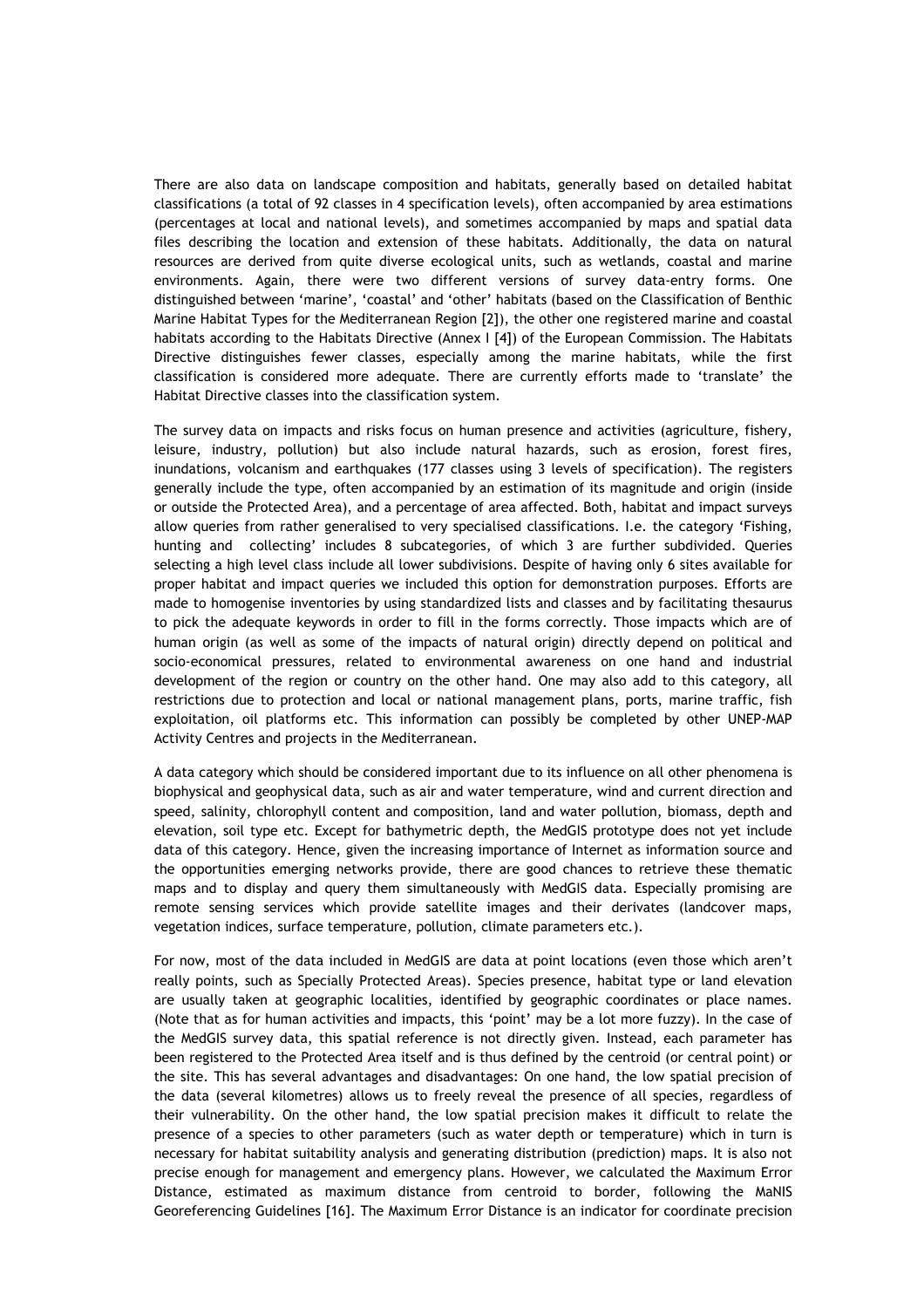There are also data on landscape composition and habitats, generally based on detailed habitat classifications (a total of 92 classes in 4 specification levels), often accompanied by area estimations (percentages at local and national levels), and sometimes accompanied by maps and spatial data files describing the location and extension of these habitats. Additionally, the data on natural resources are derived from quite diverse ecological units, such as wetlands, coastal and marine environments. Again, there were two different versions of survey data-entry forms. One distinguished between 'marine', 'coastal' and 'other' habitats (based on the Classification of Benthic Marine Habitat Types for the Mediterranean Region [2]), the other one registered marine and coastal habitats according to the Habitats Directive (Annex I [4]) of the European Commission. The Habitats Directive distinguishes fewer classes, especially among the marine habitats, while the first classification is considered more adequate. There are currently efforts made to 'translate' the Habitat Directive classes into the classification system.

The survey data on impacts and risks focus on human presence and activities (agriculture, fishery, leisure, industry, pollution) but also include natural hazards, such as erosion, forest fires, inundations, volcanism and earthquakes (177 classes using 3 levels of specification). The registers generally include the type, often accompanied by an estimation of its magnitude and origin (inside or outside the Protected Area), and a percentage of area affected. Both, habitat and impact surveys allow queries from rather generalised to very specialised classifications. I.e. the category 'Fishing, hunting and collecting' includes 8 subcategories, of which 3 are further subdivided. Queries selecting a high level class include all lower subdivisions. Despite of having only 6 sites available for proper habitat and impact queries we included this option for demonstration purposes. Efforts are made to homogenise inventories by using standardized lists and classes and by facilitating thesaurus to pick the adequate keywords in order to fill in the forms correctly. Those impacts which are of human origin (as well as some of the impacts of natural origin) directly depend on political and socio-economical pressures, related to environmental awareness on one hand and industrial development of the region or country on the other hand. One may also add to this category, all restrictions due to protection and local or national management plans, ports, marine traffic, fish exploitation, oil platforms etc. This information can possibly be completed by other UNEP-MAP Activity Centres and projects in the Mediterranean.

A data category which should be considered important due to its influence on all other phenomena is biophysical and geophysical data, such as air and water temperature, wind and current direction and speed, salinity, chlorophyll content and composition, land and water pollution, biomass, depth and elevation, soil type etc. Except for bathymetric depth, the MedGIS prototype does not yet include data of this category. Hence, given the increasing importance of Internet as information source and the opportunities emerging networks provide, there are good chances to retrieve these thematic maps and to display and query them simultaneously with MedGIS data. Especially promising are remote sensing services which provide satellite images and their derivates (landcover maps, vegetation indices, surface temperature, pollution, climate parameters etc.).

For now, most of the data included in MedGIS are data at point locations (even those which aren't really points, such as Specially Protected Areas). Species presence, habitat type or land elevation are usually taken at geographic localities, identified by geographic coordinates or place names. (Note that as for human activities and impacts, this 'point' may be a lot more fuzzy). In the case of the MedGIS survey data, this spatial reference is not directly given. Instead, each parameter has been registered to the Protected Area itself and is thus defined by the centroid (or central point) or the site. This has several advantages and disadvantages: On one hand, the low spatial precision of the data (several kilometres) allows us to freely reveal the presence of all species, regardless of their vulnerability. On the other hand, the low spatial precision makes it difficult to relate the presence of a species to other parameters (such as water depth or temperature) which in turn is necessary for habitat suitability analysis and generating distribution (prediction) maps. It is also not precise enough for management and emergency plans. However, we calculated the Maximum Error Distance, estimated as maximum distance from centroid to border, following the MaNIS Georeferencing Guidelines [16]. The Maximum Error Distance is an indicator for coordinate precision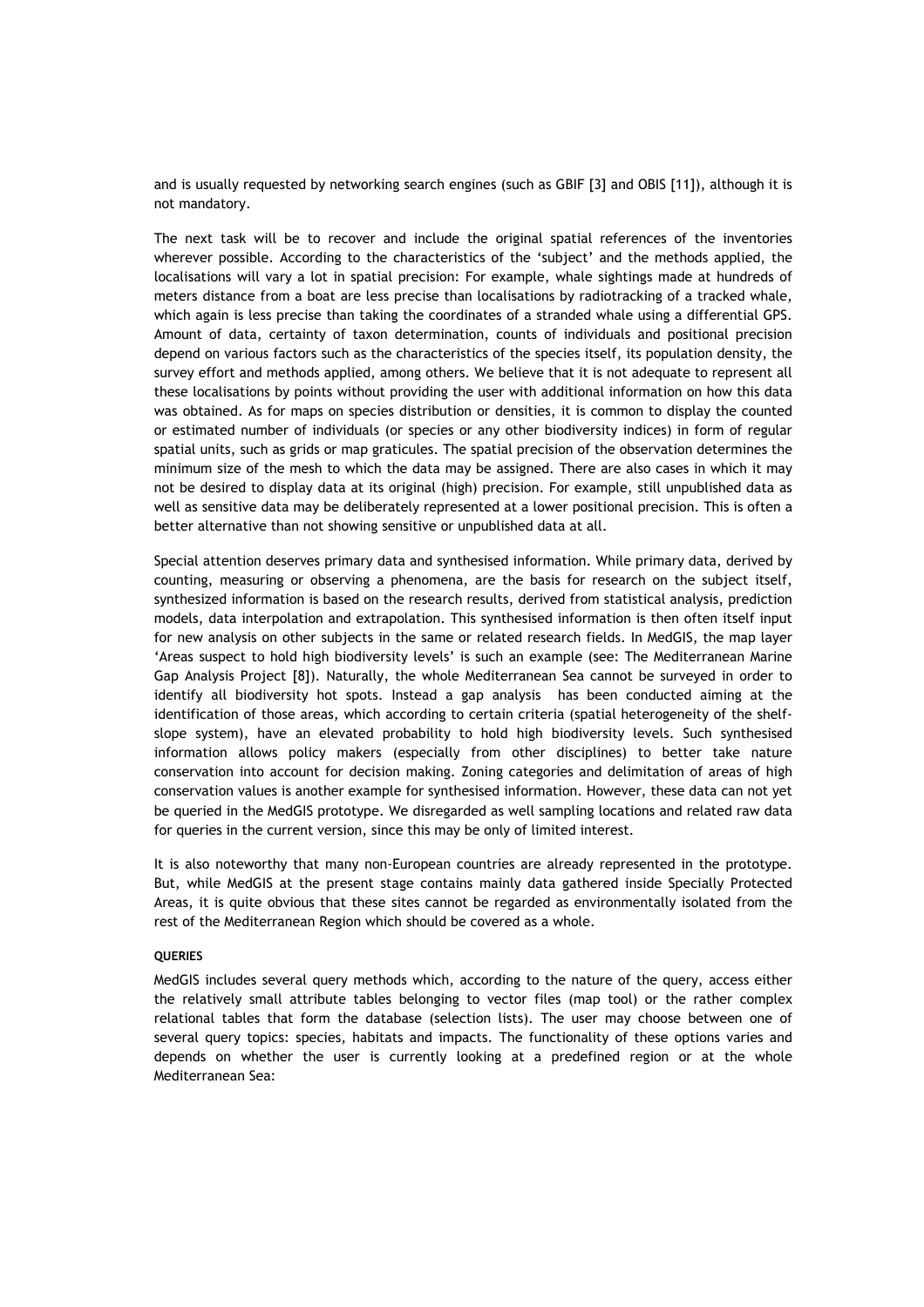and is usually requested by networking search engines (such as GBIF [3] and OBIS [11]), although it is not mandatory.

The next task will be to recover and include the original spatial references of the inventories wherever possible. According to the characteristics of the 'subject' and the methods applied, the localisations will vary a lot in spatial precision: For example, whale sightings made at hundreds of meters distance from a boat are less precise than localisations by radiotracking of a tracked whale, which again is less precise than taking the coordinates of a stranded whale using a differential GPS. Amount of data, certainty of taxon determination, counts of individuals and positional precision depend on various factors such as the characteristics of the species itself, its population density, the survey effort and methods applied, among others. We believe that it is not adequate to represent all these localisations by points without providing the user with additional information on how this data was obtained. As for maps on species distribution or densities, it is common to display the counted or estimated number of individuals (or species or any other biodiversity indices) in form of regular spatial units, such as grids or map graticules. The spatial precision of the observation determines the minimum size of the mesh to which the data may be assigned. There are also cases in which it may not be desired to display data at its original (high) precision. For example, still unpublished data as well as sensitive data may be deliberately represented at a lower positional precision. This is often a better alternative than not showing sensitive or unpublished data at all.

Special attention deserves primary data and synthesised information. While primary data, derived by counting, measuring or observing a phenomena, are the basis for research on the subject itself, synthesized information is based on the research results, derived from statistical analysis, prediction models, data interpolation and extrapolation. This synthesised information is then often itself input for new analysis on other subjects in the same or related research fields. In MedGIS, the map layer 'Areas suspect to hold high biodiversity levels' is such an example (see: The Mediterranean Marine Gap Analysis Project [8]). Naturally, the whole Mediterranean Sea cannot be surveyed in order to identify all biodiversity hot spots. Instead a gap analysis has been conducted aiming at the identification of those areas, which according to certain criteria (spatial heterogeneity of the shelf-slope system), have an elevated probability to hold high biodiversity levels. Such synthesised information allows policy makers (especially from other disciplines) to better take nature conservation into account for decision making. Zoning categories and delimitation of areas of high conservation values is another example for synthesised information. However, these data can not yet be queried in the MedGIS prototype. We disregarded as well sampling locations and related raw data for queries in the current version, since this may be only of limited interest.

It is also noteworthy that many non-European countries are already represented in the prototype. But, while MedGIS at the present stage contains mainly data gathered inside Specially Protected Areas, it is quite obvious that these sites cannot be regarded as environmentally isolated from the rest of the Mediterranean Region which should be covered as a whole.

#### QUERIES

MedGIS includes several query methods which, according to the nature of the query, access either the relatively small attribute tables belonging to vector files (map tool) or the rather complex relational tables that form the database (selection lists). The user may choose between one of several query topics: species, habitats and impacts. The functionality of these options varies and depends on whether the user is currently looking at a predefined region or at the whole Mediterranean Sea: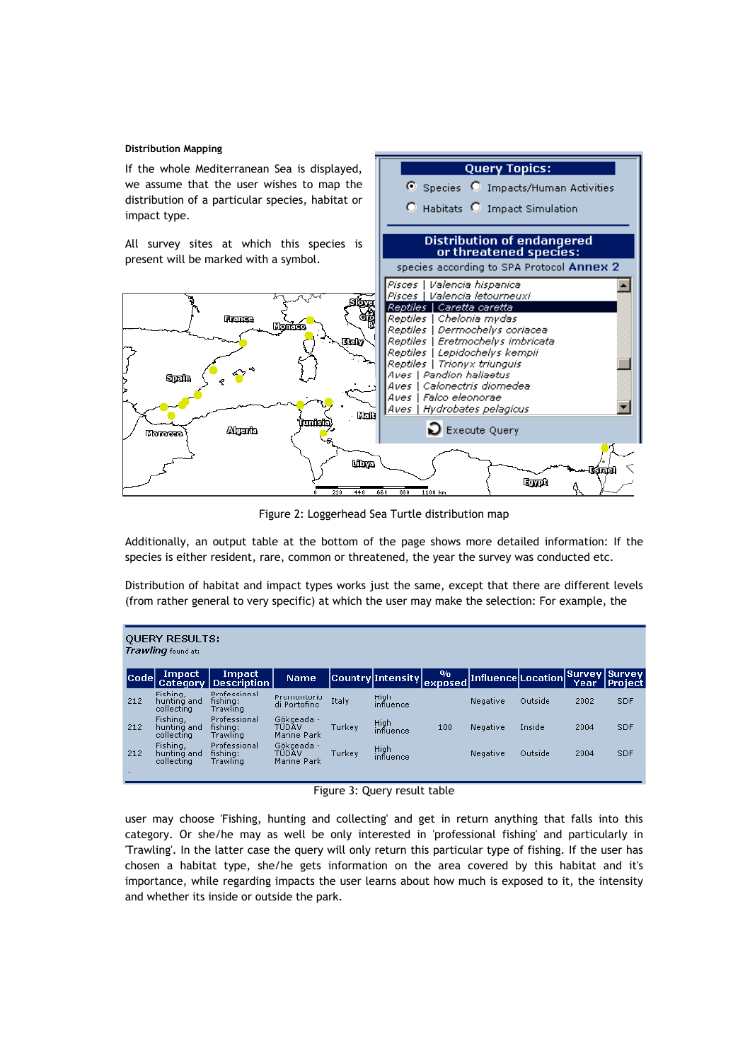**Distribution Mapping**

If the whole Mediterranean Sea is displayed, we assume that the user wishes to map the distribution of a particular species, habitat or impact type.

All survey sites at which this species is present will be marked with a symbol.

Figure 2: Loggerhead Sea Turtle distribution map

Additionally, an output table at the bottom of the page shows more detailed information: If the species is either resident, rare, common or threatened, the year the survey was conducted etc.

Distribution of habitat and impact types works just the same, except that there are different levels (from rather general to very specific) at which the user may make the selection: For example, the

Figure 3: Query result table

user may choose 'Fishing, hunting and collecting' and get in return anything that falls into this category. Or she/he may as well be only interested in 'professional fishing' and particularly in 'Trawling'. In the latter case the query will only return this particular type of fishing. If the user has chosen a habitat type, she/he gets information on the area covered by this habitat and it's importance, while regarding impacts the user learns about how much is exposed to it, the intensity and whether its inside or outside the park.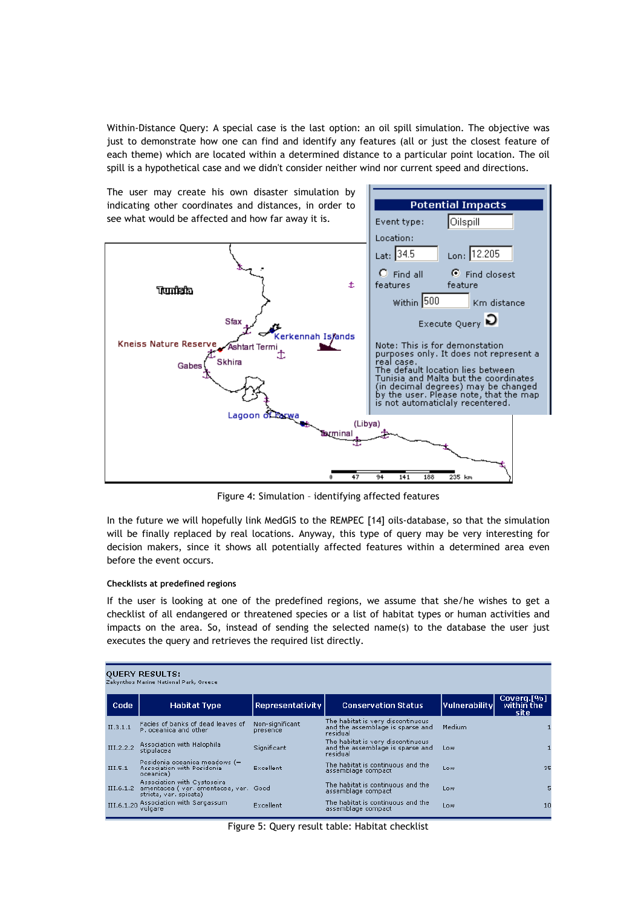Within-Distance Query: A special case is the last option: an oil spill simulation. The objective was just to demonstrate how one can find and identify any features (all or just the closest feature of each theme) which are located within a determined distance to a particular point location. The oil spill is a hypothetical case and we didn't consider neither wind nor current speed and directions.

The user may create his own disaster simulation by indicating other coordinates and distances, in order to see what would be affected and how far away it is.

Figure 4: Simulation – identifying affected features

In the future we will hopefully link MedGIS to the REMPEC [14] oils-database, so that the simulation will be finally replaced by real locations. Anyway, this type of query may be very interesting for decision makers, since it shows all potentially affected features within a determined area even before the event occurs.

#### Checklists at predefined regions

If the user is looking at one of the predefined regions, we assume that she/he wishes to get a checklist of all endangered or threatened species or a list of habitat types or human activities and impacts on the area. So, instead of sending the selected name(s) to the database the user just executes the query and retrieves the required list directly.

**QUERY RESULTS:**
Zakynthos Marine National Park, Greece

| Code | Habitat Type | Representativity | Conservation Status | Vulnerability | Coverg.[%] within the site |
|---|---|---|---|---|---|
| II.3.1.1 | Facies of banks of dead leaves of P. oceanica and other | Non-significant presence | The habitat is very discontinuous and the assemblage is sparse and residual | Medium | 1 |
| III.2.2.2 | Association with Halophila stipulacea | Significant | The habitat is very discontinuous and the assemblage is sparse and residual | Low | 1 |
| III.5.1 | Posidonia oceanica meadows (= Association with Posidonia oceanica) | Excellent | The habitat is continuous and the assemblage compact | Low | 35 |
| III.6.1.2 | Association with Cystoseira amentacea ( var. amentacea, var. stricta, var. spicata) | Good | The habitat is continuous and the assemblage compact | Low | 5 |
| III.6.1.20 | Association with Sargassum vulgare | Excellent | The habitat is continuous and the assemblage compact | Low | 10 |

Figure 5: Query result table: Habitat checklist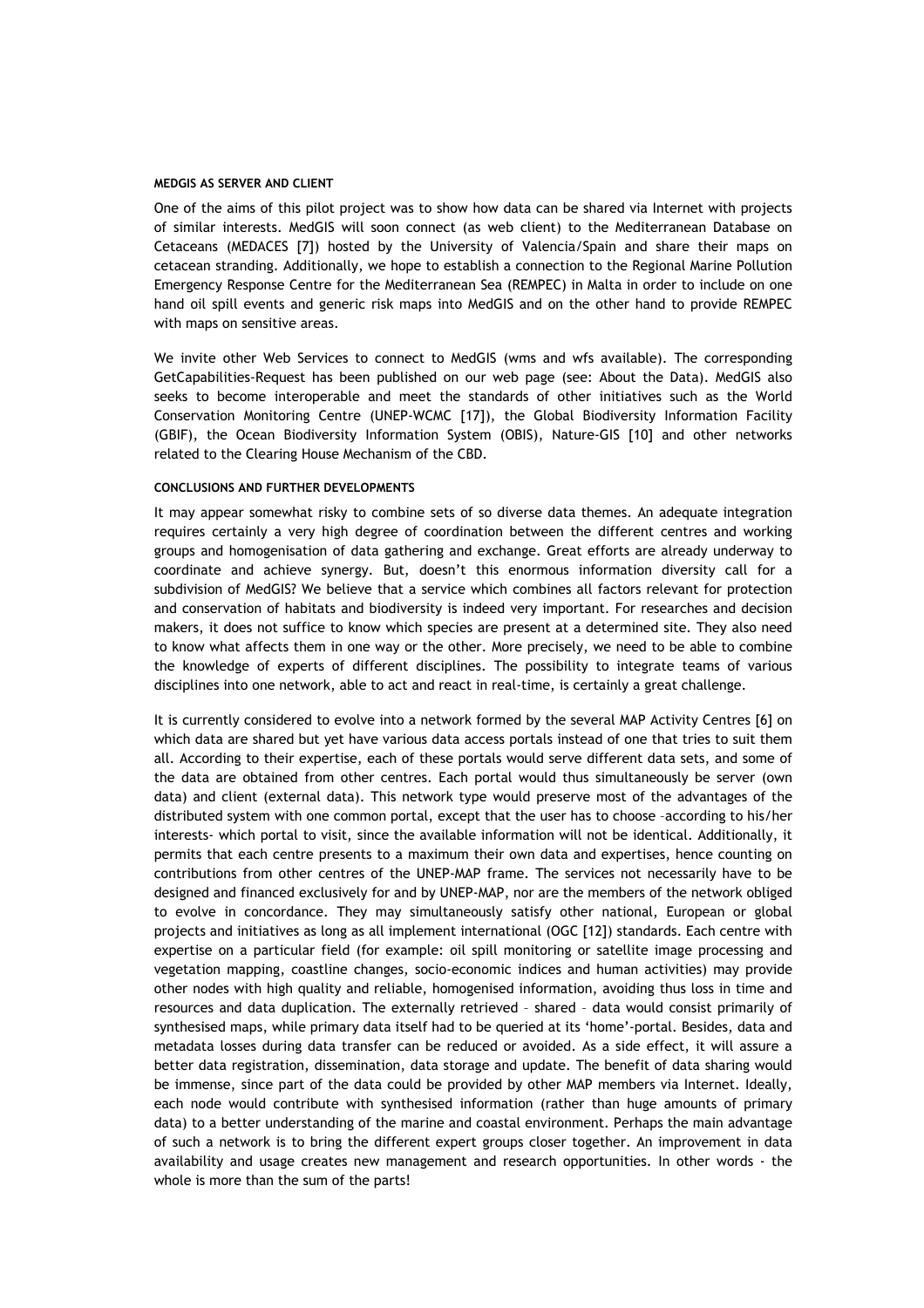#### MEDGIS AS SERVER AND CLIENT

One of the aims of this pilot project was to show how data can be shared via Internet with projects of similar interests. MedGIS will soon connect (as web client) to the Mediterranean Database on Cetaceans (MEDACES [7]) hosted by the University of Valencia/Spain and share their maps on cetacean stranding. Additionally, we hope to establish a connection to the Regional Marine Pollution Emergency Response Centre for the Mediterranean Sea (REMPEC) in Malta in order to include on one hand oil spill events and generic risk maps into MedGIS and on the other hand to provide REMPEC with maps on sensitive areas.

We invite other Web Services to connect to MedGIS (wms and wfs available). The corresponding GetCapabilities-Request has been published on our web page (see: About the Data). MedGIS also seeks to become interoperable and meet the standards of other initiatives such as the World Conservation Monitoring Centre (UNEP-WCMC [17]), the Global Biodiversity Information Facility (GBIF), the Ocean Biodiversity Information System (OBIS), Nature-GIS [10] and other networks related to the Clearing House Mechanism of the CBD.

#### CONCLUSIONS AND FURTHER DEVELOPMENTS

It may appear somewhat risky to combine sets of so diverse data themes. An adequate integration requires certainly a very high degree of coordination between the different centres and working groups and homogenisation of data gathering and exchange. Great efforts are already underway to coordinate and achieve synergy. But, doesn't this enormous information diversity call for a subdivision of MedGIS? We believe that a service which combines all factors relevant for protection and conservation of habitats and biodiversity is indeed very important. For researches and decision makers, it does not suffice to know which species are present at a determined site. They also need to know what affects them in one way or the other. More precisely, we need to be able to combine the knowledge of experts of different disciplines. The possibility to integrate teams of various disciplines into one network, able to act and react in real-time, is certainly a great challenge.

It is currently considered to evolve into a network formed by the several MAP Activity Centres [6] on which data are shared but yet have various data access portals instead of one that tries to suit them all. According to their expertise, each of these portals would serve different data sets, and some of the data are obtained from other centres. Each portal would thus simultaneously be server (own data) and client (external data). This network type would preserve most of the advantages of the distributed system with one common portal, except that the user has to choose –according to his/her interests- which portal to visit, since the available information will not be identical. Additionally, it permits that each centre presents to a maximum their own data and expertises, hence counting on contributions from other centres of the UNEP-MAP frame. The services not necessarily have to be designed and financed exclusively for and by UNEP-MAP, nor are the members of the network obliged to evolve in concordance. They may simultaneously satisfy other national, European or global projects and initiatives as long as all implement international (OGC [12]) standards. Each centre with expertise on a particular field (for example: oil spill monitoring or satellite image processing and vegetation mapping, coastline changes, socio-economic indices and human activities) may provide other nodes with high quality and reliable, homogenised information, avoiding thus loss in time and resources and data duplication. The externally retrieved – shared – data would consist primarily of synthesised maps, while primary data itself had to be queried at its 'home'-portal. Besides, data and metadata losses during data transfer can be reduced or avoided. As a side effect, it will assure a better data registration, dissemination, data storage and update. The benefit of data sharing would be immense, since part of the data could be provided by other MAP members via Internet. Ideally, each node would contribute with synthesised information (rather than huge amounts of primary data) to a better understanding of the marine and coastal environment. Perhaps the main advantage of such a network is to bring the different expert groups closer together. An improvement in data availability and usage creates new management and research opportunities. In other words - the whole is more than the sum of the parts!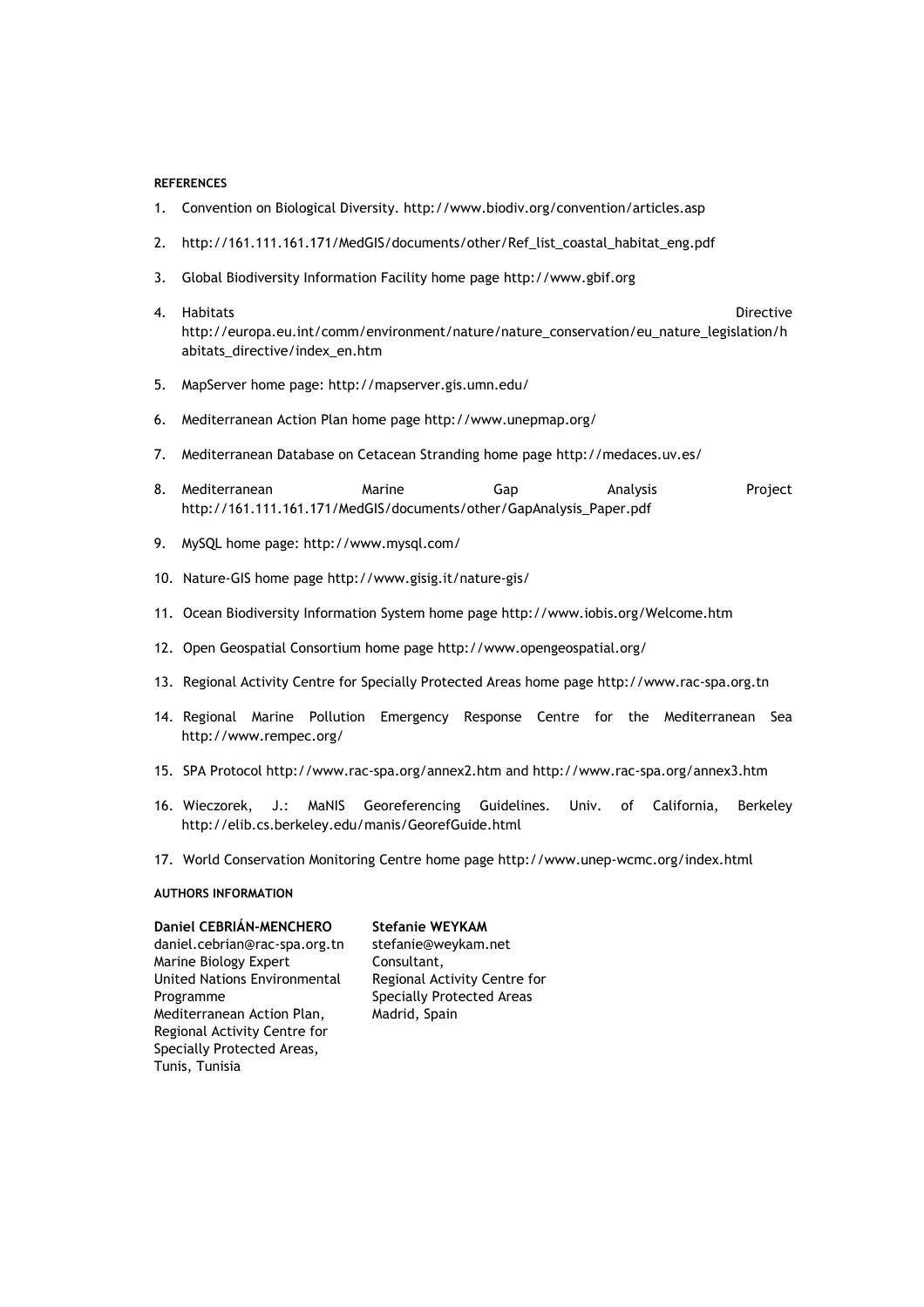**REFERENCES**

1. Convention on Biological Diversity. http://www.biodiv.org/convention/articles.asp
2. http://161.111.161.171/MedGIS/documents/other/Ref_list_coastal_habitat_eng.pdf
3. Global Biodiversity Information Facility home page http://www.gbif.org
4. Habitats Directive http://europa.eu.int/comm/environment/nature/nature_conservation/eu_nature_legislation/habitats_directive/index_en.htm
5. MapServer home page: http://mapserver.gis.umn.edu/
6. Mediterranean Action Plan home page http://www.unepmap.org/
7. Mediterranean Database on Cetacean Stranding home page http://medaces.uv.es/
8. Mediterranean Marine Gap Analysis Project http://161.111.161.171/MedGIS/documents/other/GapAnalysis_Paper.pdf
9. MySQL home page: http://www.mysql.com/
10. Nature-GIS home page http://www.gisig.it/nature-gis/
11. Ocean Biodiversity Information System home page http://www.iobis.org/Welcome.htm
12. Open Geospatial Consortium home page http://www.opengeospatial.org/
13. Regional Activity Centre for Specially Protected Areas home page http://www.rac-spa.org.tn
14. Regional Marine Pollution Emergency Response Centre for the Mediterranean Sea http://www.rempec.org/
15. SPA Protocol http://www.rac-spa.org/annex2.htm and http://www.rac-spa.org/annex3.htm
16. Wieczorek, J.: MaNIS Georeferencing Guidelines. Univ. of California, Berkeley http://elib.cs.berkeley.edu/manis/GeorefGuide.html
17. World Conservation Monitoring Centre home page http://www.unep-wcmc.org/index.html

**AUTHORS INFORMATION**

**Daniel CEBRIÁN-MENCHERO**
daniel.cebrian@rac-spa.org.tn
Marine Biology Expert
United Nations Environmental Programme
Mediterranean Action Plan,
Regional Activity Centre for Specially Protected Areas,
Tunis, Tunisia

**Stefanie WEYKAM**
stefanie@weykam.net
Consultant,
Regional Activity Centre for Specially Protected Areas
Madrid, Spain